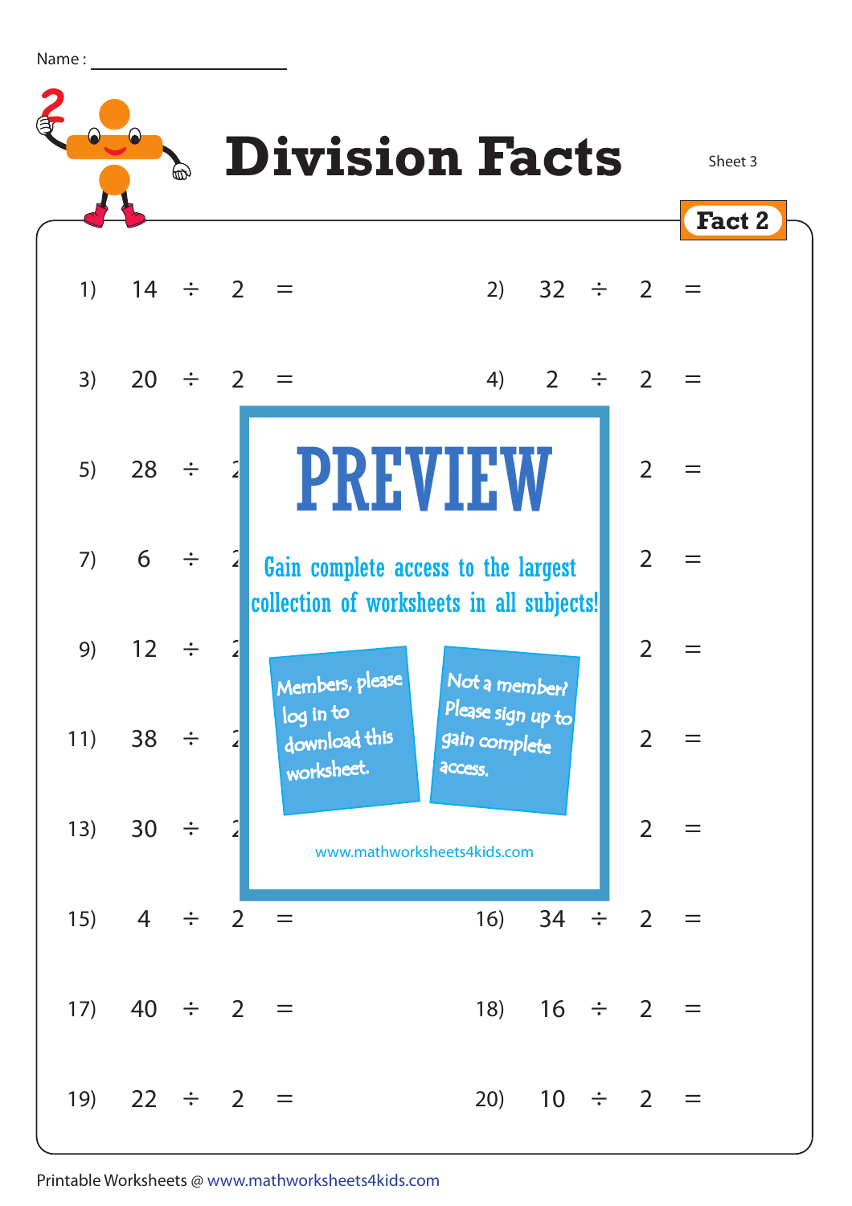Name : ____________________

# Division Facts

Sheet 3

**Fact 2**

1) 14 ÷ 2 =

2) 32 ÷ 2 =

3) 20 ÷ 2 =

4) 2 ÷ 2 =

5) 28 ÷ 2

6) 2 =

7) 6 ÷ 2

8) 2 =

9) 12 ÷ 2

10) 2 =

11) 38 ÷ 2

12) 2 =

13) 30 ÷ 2

14) 2 =

15) 4 ÷ 2 =

16) 34 ÷ 2 =

17) 40 ÷ 2 =

18) 16 ÷ 2 =

19) 22 ÷ 2 =

20) 10 ÷ 2 =

PREVIEW

Gain complete access to the largest collection of worksheets in all subjects!

Members, please log in to download this worksheet.

Not a member? Please sign up to gain complete access.

www.mathworksheets4kids.com

Printable Worksheets @ www.mathworksheets4kids.com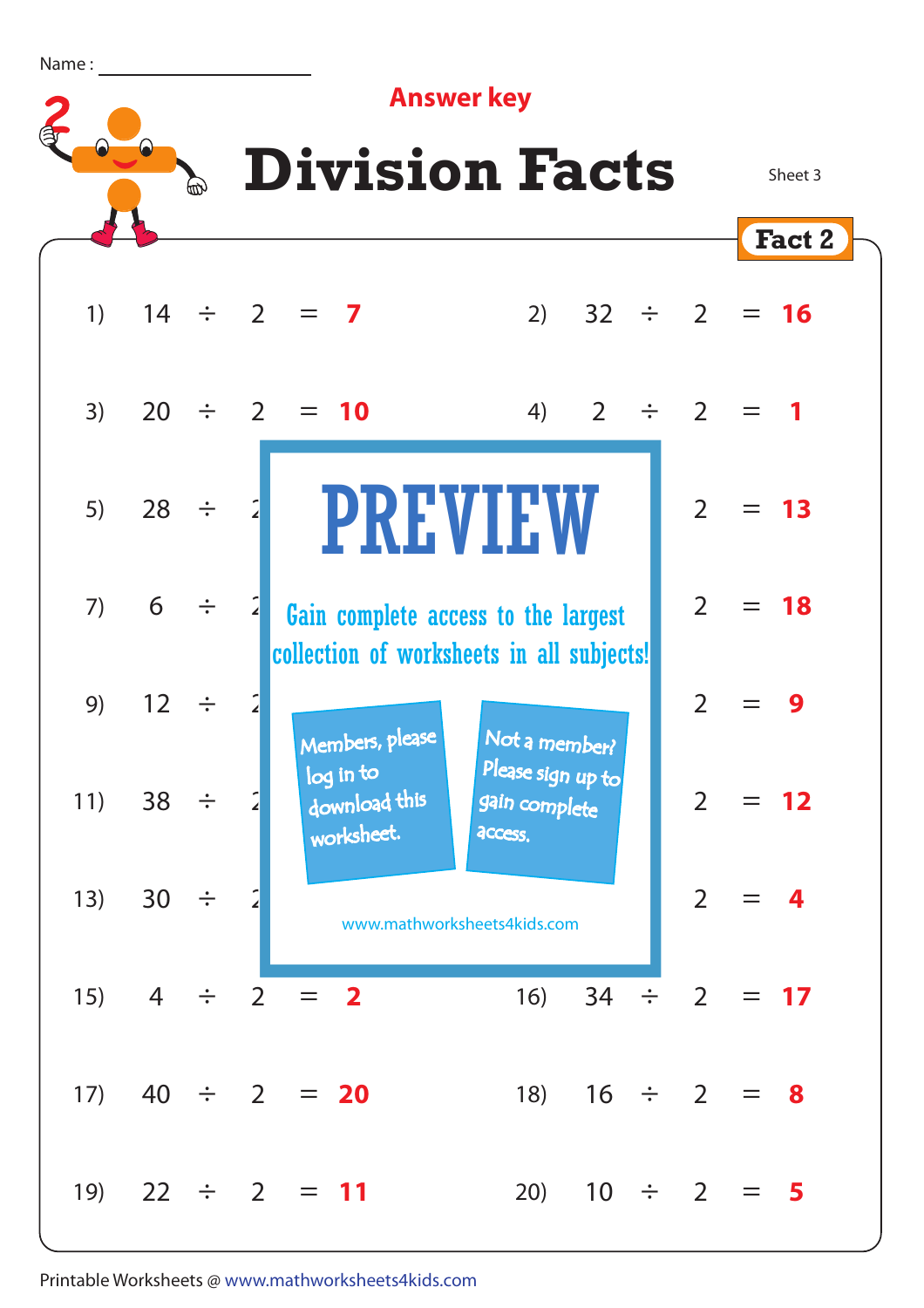Name : ____________________

**Answer key**

# Division Facts

Sheet 3

**Fact 2**

1) 14 ÷ 2 = **7**

2) 32 ÷ 2 = **16**

3) 20 ÷ 2 = **10**

4) 2 ÷ 2 = **1**

5) 28 ÷ 2

6) 2 = **13**

7) 6 ÷ 2

8) 2 = **18**

9) 12 ÷ 2

10) 2 = **9**

11) 38 ÷ 2

12) 2 = **12**

13) 30 ÷ 2

14) 2 = **4**

15) 4 ÷ 2 = **2**

16) 34 ÷ 2 = **17**

17) 40 ÷ 2 = **20**

18) 16 ÷ 2 = **8**

19) 22 ÷ 2 = **11**

20) 10 ÷ 2 = **5**

PREVIEW

Gain complete access to the largest collection of worksheets in all subjects!

Members, please log in to download this worksheet.

Not a member? Please sign up to gain complete access.

www.mathworksheets4kids.com

Printable Worksheets @ www.mathworksheets4kids.com